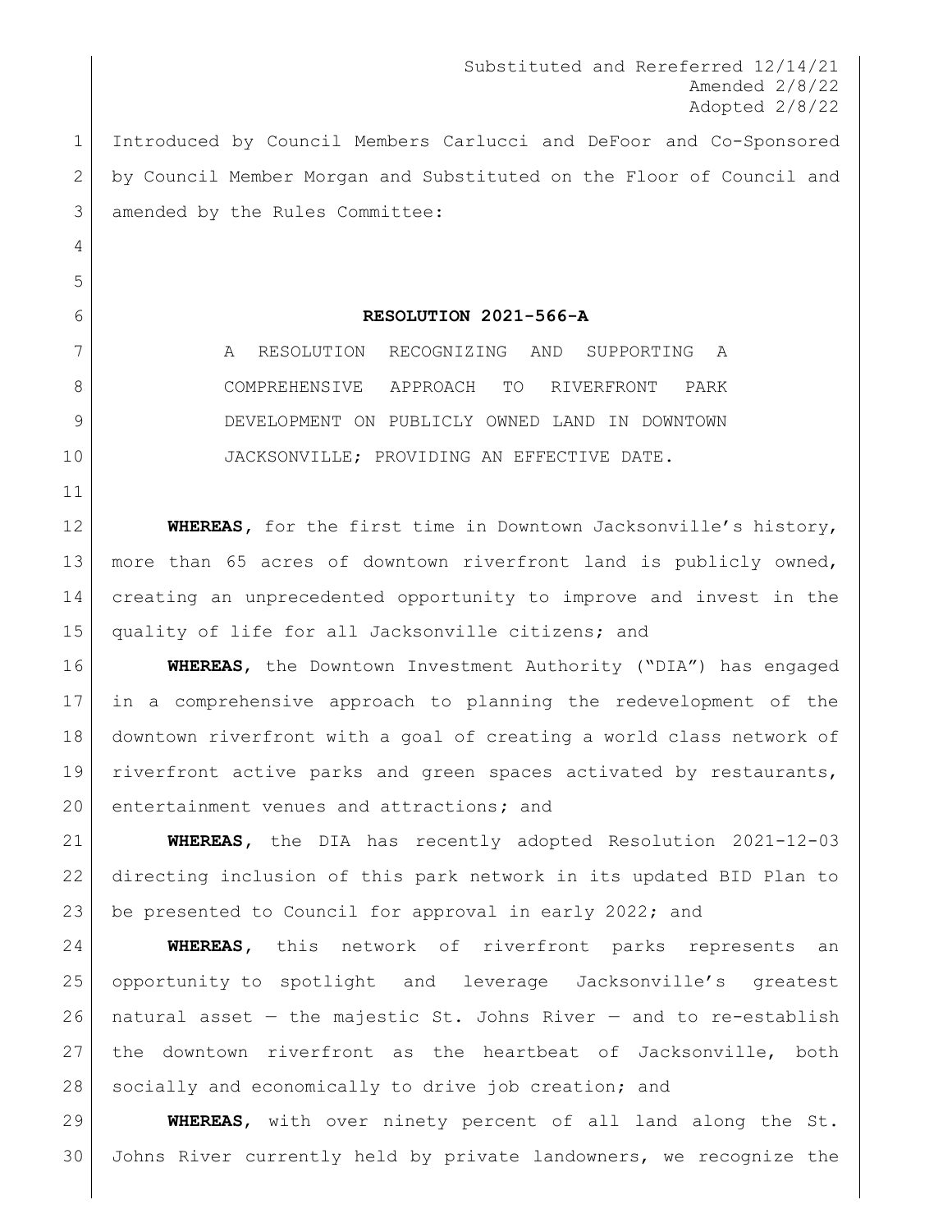Substituted and Rereferred 12/14/21
Amended 2/8/22
Adopted 2/8/22

Introduced by Council Members Carlucci and DeFoor and Co-Sponsored by Council Member Morgan and Substituted on the Floor of Council and amended by the Rules Committee:

**RESOLUTION 2021-566-A**

A RESOLUTION RECOGNIZING AND SUPPORTING A COMPREHENSIVE APPROACH TO RIVERFRONT PARK DEVELOPMENT ON PUBLICLY OWNED LAND IN DOWNTOWN JACKSONVILLE; PROVIDING AN EFFECTIVE DATE.

**WHEREAS**, for the first time in Downtown Jacksonville's history, more than 65 acres of downtown riverfront land is publicly owned, creating an unprecedented opportunity to improve and invest in the quality of life for all Jacksonville citizens; and

**WHEREAS**, the Downtown Investment Authority ("DIA") has engaged in a comprehensive approach to planning the redevelopment of the downtown riverfront with a goal of creating a world class network of riverfront active parks and green spaces activated by restaurants, entertainment venues and attractions; and

**WHEREAS**, the DIA has recently adopted Resolution 2021-12-03 directing inclusion of this park network in its updated BID Plan to be presented to Council for approval in early 2022; and

**WHEREAS**, this network of riverfront parks represents an opportunity to spotlight and leverage Jacksonville's greatest natural asset — the majestic St. Johns River — and to re-establish the downtown riverfront as the heartbeat of Jacksonville, both socially and economically to drive job creation; and

**WHEREAS**, with over ninety percent of all land along the St. Johns River currently held by private landowners, we recognize the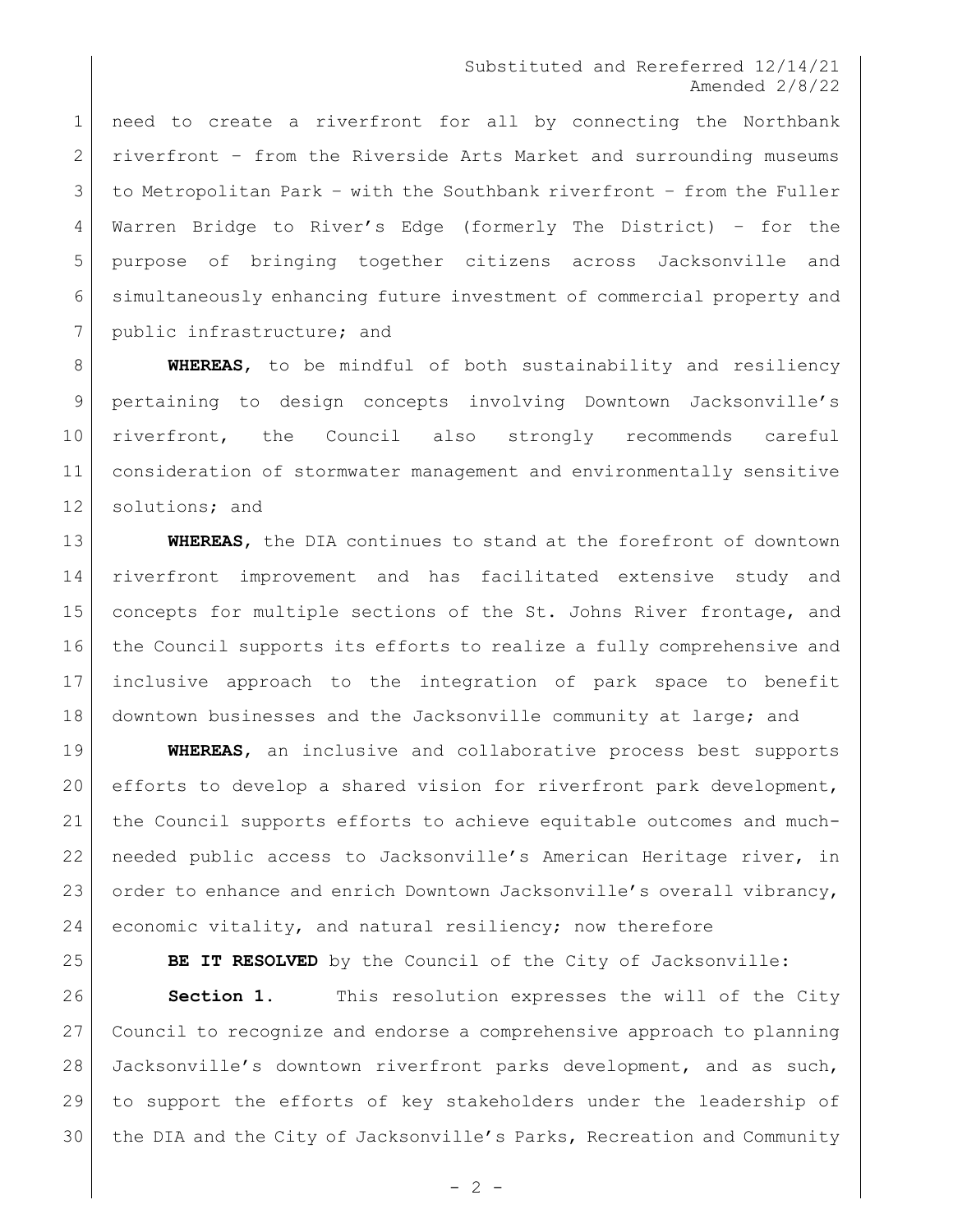need to create a riverfront for all by connecting the Northbank riverfront – from the Riverside Arts Market and surrounding museums to Metropolitan Park – with the Southbank riverfront – from the Fuller Warren Bridge to River's Edge (formerly The District) – for the purpose of bringing together citizens across Jacksonville and simultaneously enhancing future investment of commercial property and public infrastructure; and

**WHEREAS**, to be mindful of both sustainability and resiliency pertaining to design concepts involving Downtown Jacksonville's riverfront, the Council also strongly recommends careful consideration of stormwater management and environmentally sensitive solutions; and

**WHEREAS**, the DIA continues to stand at the forefront of downtown riverfront improvement and has facilitated extensive study and concepts for multiple sections of the St. Johns River frontage, and the Council supports its efforts to realize a fully comprehensive and inclusive approach to the integration of park space to benefit downtown businesses and the Jacksonville community at large; and

**WHEREAS**, an inclusive and collaborative process best supports efforts to develop a shared vision for riverfront park development, the Council supports efforts to achieve equitable outcomes and much-needed public access to Jacksonville's American Heritage river, in order to enhance and enrich Downtown Jacksonville's overall vibrancy, economic vitality, and natural resiliency; now therefore

**BE IT RESOLVED** by the Council of the City of Jacksonville:

**Section 1.** This resolution expresses the will of the City Council to recognize and endorse a comprehensive approach to planning Jacksonville's downtown riverfront parks development, and as such, to support the efforts of key stakeholders under the leadership of the DIA and the City of Jacksonville's Parks, Recreation and Community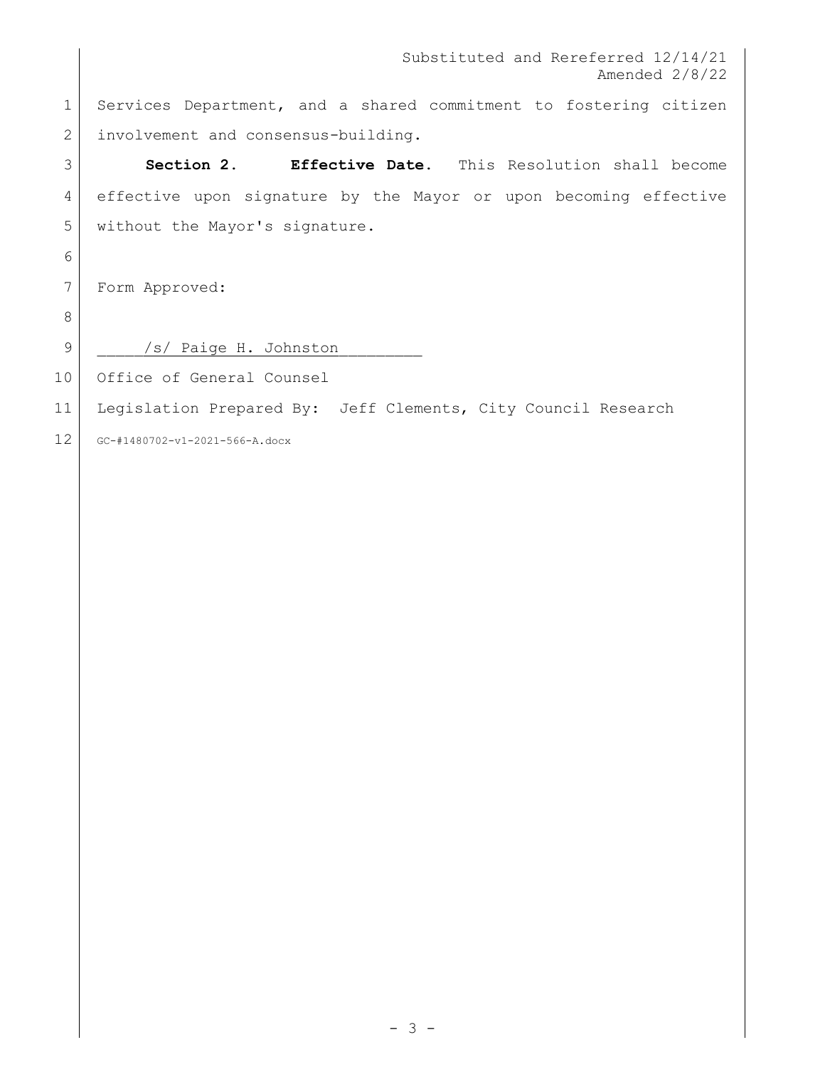Substituted and Rereferred 12/14/21
Amended 2/8/22

Services Department, and a shared commitment to fostering citizen involvement and consensus-building.

**Section 2. Effective Date.** This Resolution shall become effective upon signature by the Mayor or upon becoming effective without the Mayor's signature.

Form Approved:

/s/ Paige H. Johnston

Office of General Counsel

Legislation Prepared By: Jeff Clements, City Council Research

GC-#1480702-v1-2021-566-A.docx